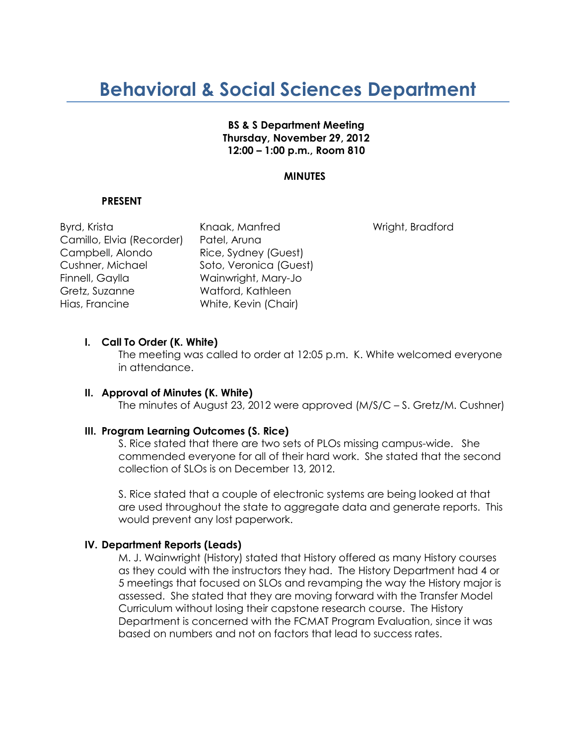# Behavioral & Social Sciences Department

**BS & S Department Meeting**
**Thursday, November 29, 2012**
**12:00 – 1:00 p.m., Room 810**

**MINUTES**

**PRESENT**

Byrd, Krista
Camillo, Elvia (Recorder)
Campbell, Alondo
Cushner, Michael
Finnell, Gaylla
Gretz, Suzanne
Hias, Francine
Knaak, Manfred
Patel, Aruna
Rice, Sydney (Guest)
Soto, Veronica (Guest)
Wainwright, Mary-Jo
Watford, Kathleen
White, Kevin (Chair)
Wright, Bradford

**I. Call To Order (K. White)**

The meeting was called to order at 12:05 p.m. K. White welcomed everyone in attendance.

**II. Approval of Minutes (K. White)**

The minutes of August 23, 2012 were approved (M/S/C – S. Gretz/M. Cushner)

**III. Program Learning Outcomes (S. Rice)**

S. Rice stated that there are two sets of PLOs missing campus-wide. She commended everyone for all of their hard work. She stated that the second collection of SLOs is on December 13, 2012.

S. Rice stated that a couple of electronic systems are being looked at that are used throughout the state to aggregate data and generate reports. This would prevent any lost paperwork.

**IV. Department Reports (Leads)**

M. J. Wainwright (History) stated that History offered as many History courses as they could with the instructors they had. The History Department had 4 or 5 meetings that focused on SLOs and revamping the way the History major is assessed. She stated that they are moving forward with the Transfer Model Curriculum without losing their capstone research course. The History Department is concerned with the FCMAT Program Evaluation, since it was based on numbers and not on factors that lead to success rates.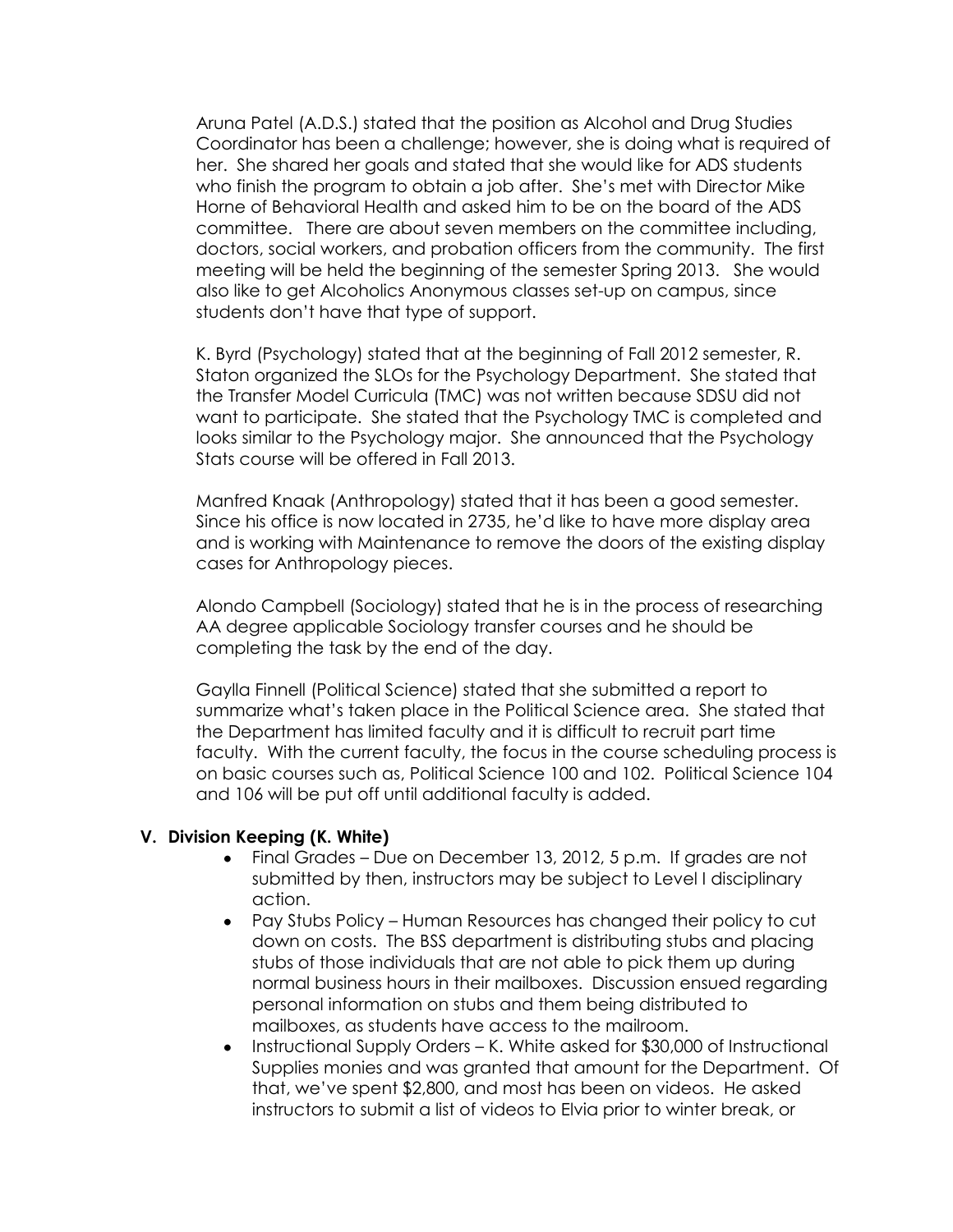Aruna Patel (A.D.S.) stated that the position as Alcohol and Drug Studies Coordinator has been a challenge; however, she is doing what is required of her. She shared her goals and stated that she would like for ADS students who finish the program to obtain a job after. She's met with Director Mike Horne of Behavioral Health and asked him to be on the board of the ADS committee. There are about seven members on the committee including, doctors, social workers, and probation officers from the community. The first meeting will be held the beginning of the semester Spring 2013. She would also like to get Alcoholics Anonymous classes set-up on campus, since students don't have that type of support.

K. Byrd (Psychology) stated that at the beginning of Fall 2012 semester, R. Staton organized the SLOs for the Psychology Department. She stated that the Transfer Model Curricula (TMC) was not written because SDSU did not want to participate. She stated that the Psychology TMC is completed and looks similar to the Psychology major. She announced that the Psychology Stats course will be offered in Fall 2013.

Manfred Knaak (Anthropology) stated that it has been a good semester. Since his office is now located in 2735, he'd like to have more display area and is working with Maintenance to remove the doors of the existing display cases for Anthropology pieces.

Alondo Campbell (Sociology) stated that he is in the process of researching AA degree applicable Sociology transfer courses and he should be completing the task by the end of the day.

Gaylla Finnell (Political Science) stated that she submitted a report to summarize what's taken place in the Political Science area. She stated that the Department has limited faculty and it is difficult to recruit part time faculty. With the current faculty, the focus in the course scheduling process is on basic courses such as, Political Science 100 and 102. Political Science 104 and 106 will be put off until additional faculty is added.

## V. Division Keeping (K. White)

- Final Grades – Due on December 13, 2012, 5 p.m. If grades are not submitted by then, instructors may be subject to Level I disciplinary action.
- Pay Stubs Policy – Human Resources has changed their policy to cut down on costs. The BSS department is distributing stubs and placing stubs of those individuals that are not able to pick them up during normal business hours in their mailboxes. Discussion ensued regarding personal information on stubs and them being distributed to mailboxes, as students have access to the mailroom.
- Instructional Supply Orders – K. White asked for $30,000 of Instructional Supplies monies and was granted that amount for the Department. Of that, we've spent $2,800, and most has been on videos. He asked instructors to submit a list of videos to Elvia prior to winter break, or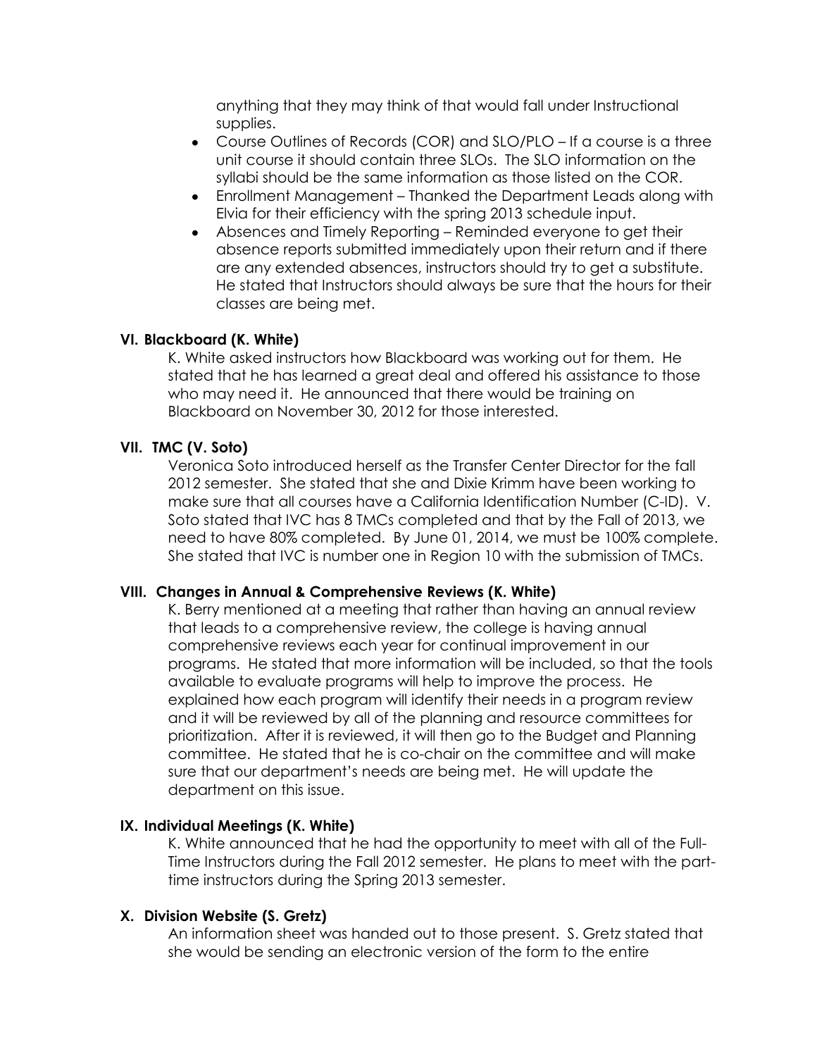anything that they may think of that would fall under Instructional supplies.

- Course Outlines of Records (COR) and SLO/PLO – If a course is a three unit course it should contain three SLOs. The SLO information on the syllabi should be the same information as those listed on the COR.
- Enrollment Management – Thanked the Department Leads along with Elvia for their efficiency with the spring 2013 schedule input.
- Absences and Timely Reporting – Reminded everyone to get their absence reports submitted immediately upon their return and if there are any extended absences, instructors should try to get a substitute. He stated that Instructors should always be sure that the hours for their classes are being met.

**VI. Blackboard (K. White)**

K. White asked instructors how Blackboard was working out for them. He stated that he has learned a great deal and offered his assistance to those who may need it. He announced that there would be training on Blackboard on November 30, 2012 for those interested.

**VII. TMC (V. Soto)**

Veronica Soto introduced herself as the Transfer Center Director for the fall 2012 semester. She stated that she and Dixie Krimm have been working to make sure that all courses have a California Identification Number (C-ID). V. Soto stated that IVC has 8 TMCs completed and that by the Fall of 2013, we need to have 80% completed. By June 01, 2014, we must be 100% complete. She stated that IVC is number one in Region 10 with the submission of TMCs.

**VIII. Changes in Annual & Comprehensive Reviews (K. White)**

K. Berry mentioned at a meeting that rather than having an annual review that leads to a comprehensive review, the college is having annual comprehensive reviews each year for continual improvement in our programs. He stated that more information will be included, so that the tools available to evaluate programs will help to improve the process. He explained how each program will identify their needs in a program review and it will be reviewed by all of the planning and resource committees for prioritization. After it is reviewed, it will then go to the Budget and Planning committee. He stated that he is co-chair on the committee and will make sure that our department's needs are being met. He will update the department on this issue.

**IX. Individual Meetings (K. White)**

K. White announced that he had the opportunity to meet with all of the Full-Time Instructors during the Fall 2012 semester. He plans to meet with the part-time instructors during the Spring 2013 semester.

**X. Division Website (S. Gretz)**

An information sheet was handed out to those present. S. Gretz stated that she would be sending an electronic version of the form to the entire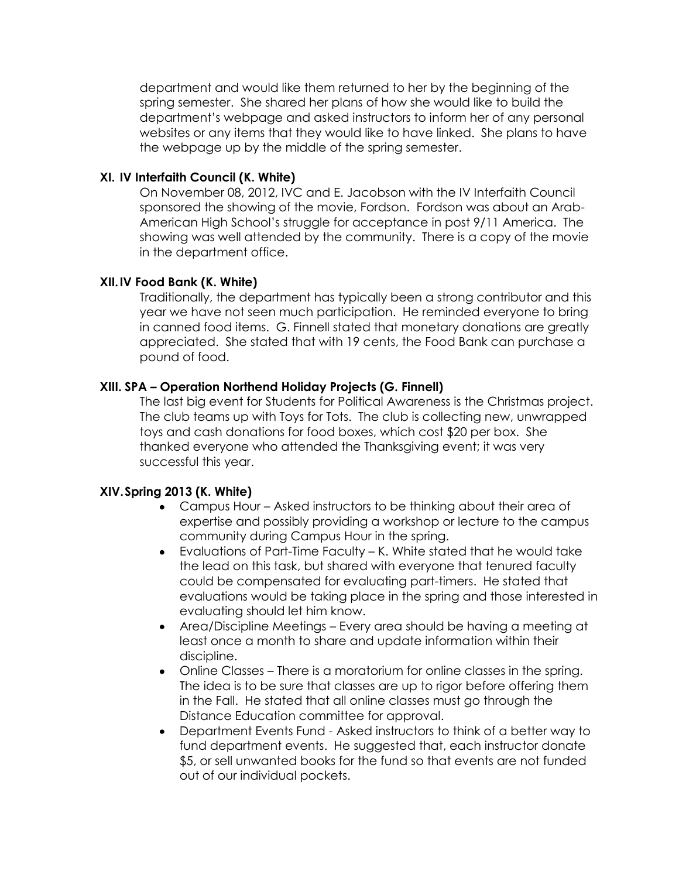department and would like them returned to her by the beginning of the spring semester. She shared her plans of how she would like to build the department's webpage and asked instructors to inform her of any personal websites or any items that they would like to have linked. She plans to have the webpage up by the middle of the spring semester.

### XI. IV Interfaith Council (K. White)

On November 08, 2012, IVC and E. Jacobson with the IV Interfaith Council sponsored the showing of the movie, Fordson. Fordson was about an Arab-American High School's struggle for acceptance in post 9/11 America. The showing was well attended by the community. There is a copy of the movie in the department office.

### XII. IV Food Bank (K. White)

Traditionally, the department has typically been a strong contributor and this year we have not seen much participation. He reminded everyone to bring in canned food items. G. Finnell stated that monetary donations are greatly appreciated. She stated that with 19 cents, the Food Bank can purchase a pound of food.

### XIII. SPA – Operation Northend Holiday Projects (G. Finnell)

The last big event for Students for Political Awareness is the Christmas project. The club teams up with Toys for Tots. The club is collecting new, unwrapped toys and cash donations for food boxes, which cost $20 per box. She thanked everyone who attended the Thanksgiving event; it was very successful this year.

### XIV. Spring 2013 (K. White)

- Campus Hour – Asked instructors to be thinking about their area of expertise and possibly providing a workshop or lecture to the campus community during Campus Hour in the spring.
- Evaluations of Part-Time Faculty – K. White stated that he would take the lead on this task, but shared with everyone that tenured faculty could be compensated for evaluating part-timers. He stated that evaluations would be taking place in the spring and those interested in evaluating should let him know.
- Area/Discipline Meetings – Every area should be having a meeting at least once a month to share and update information within their discipline.
- Online Classes – There is a moratorium for online classes in the spring. The idea is to be sure that classes are up to rigor before offering them in the Fall. He stated that all online classes must go through the Distance Education committee for approval.
- Department Events Fund - Asked instructors to think of a better way to fund department events. He suggested that, each instructor donate $5, or sell unwanted books for the fund so that events are not funded out of our individual pockets.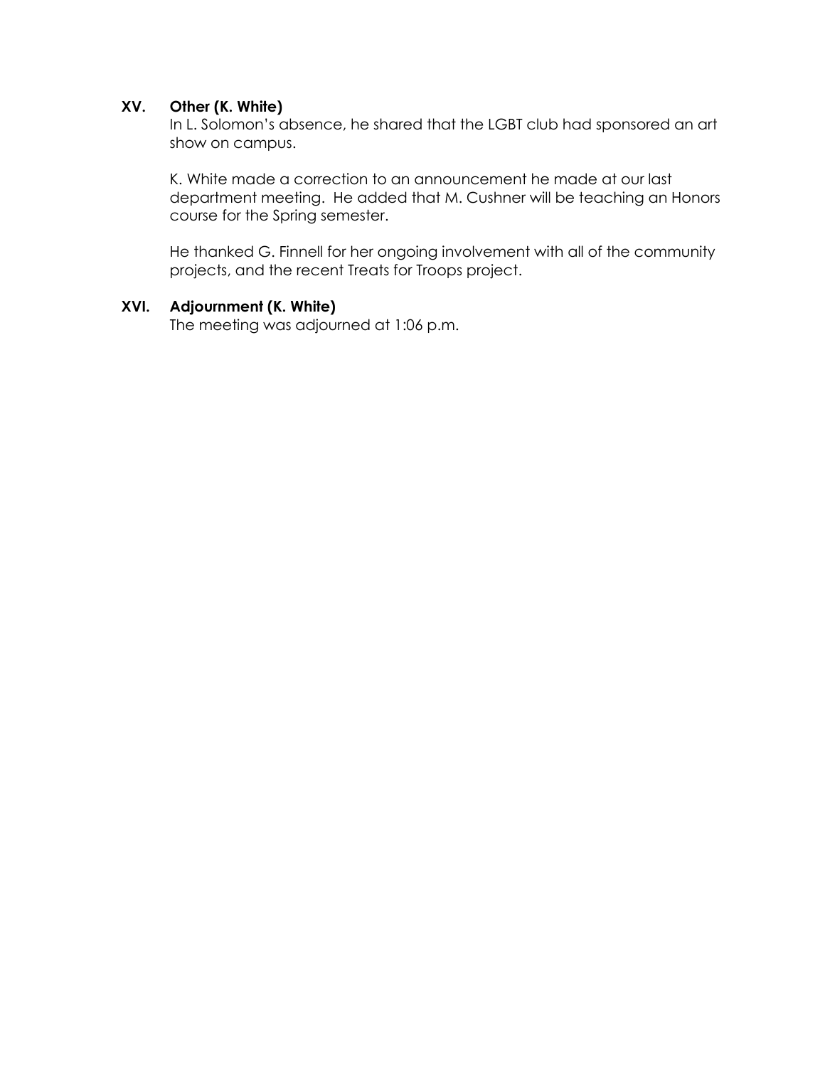**XV. Other (K. White)**

In L. Solomon's absence, he shared that the LGBT club had sponsored an art show on campus.

K. White made a correction to an announcement he made at our last department meeting. He added that M. Cushner will be teaching an Honors course for the Spring semester.

He thanked G. Finnell for her ongoing involvement with all of the community projects, and the recent Treats for Troops project.

**XVI. Adjournment (K. White)**

The meeting was adjourned at 1:06 p.m.